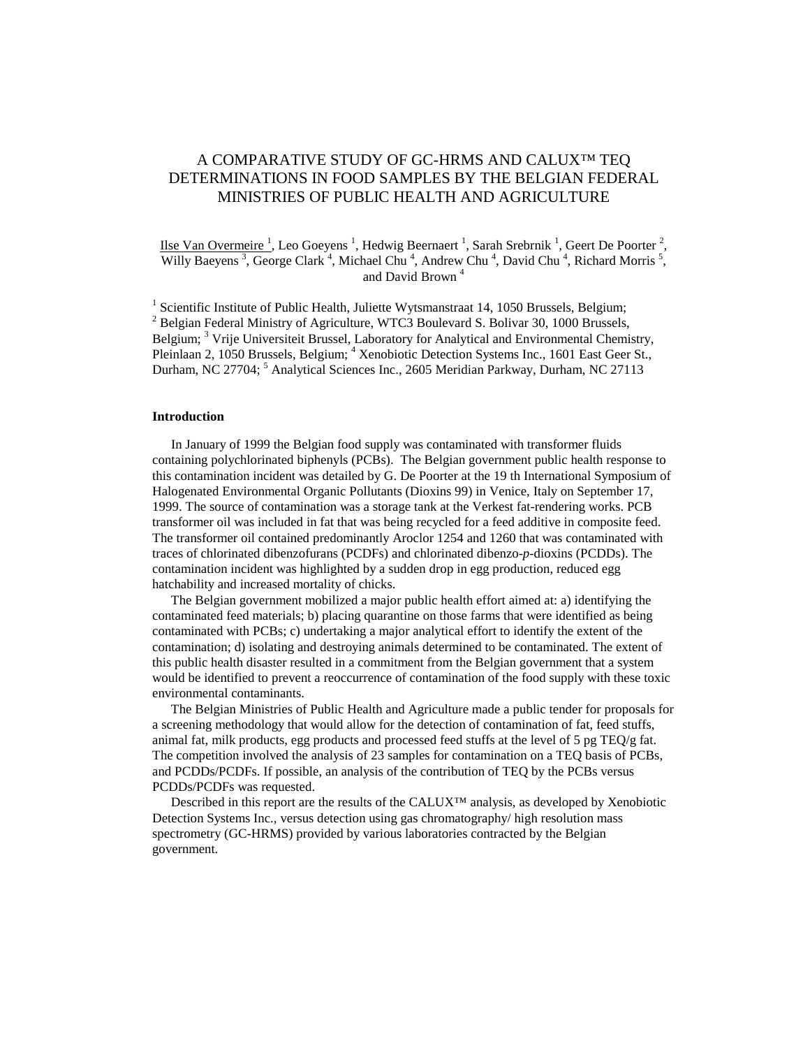# A COMPARATIVE STUDY OF GC-HRMS AND CALUX™ TEQ DETERMINATIONS IN FOOD SAMPLES BY THE BELGIAN FEDERAL MINISTRIES OF PUBLIC HEALTH AND AGRICULTURE

Ilse Van Overmeire [1], Leo Goeyens [1], Hedwig Beernaert [1], Sarah Srebrnik [1], Geert De Poorter [2], Willy Baeyens [3], George Clark [4], Michael Chu [4], Andrew Chu [4], David Chu [4], Richard Morris [5], and David Brown [4]

[1] Scientific Institute of Public Health, Juliette Wytsmanstraat 14, 1050 Brussels, Belgium; [2] Belgian Federal Ministry of Agriculture, WTC3 Boulevard S. Bolivar 30, 1000 Brussels, Belgium; [3] Vrije Universiteit Brussel, Laboratory for Analytical and Environmental Chemistry, Pleinlaan 2, 1050 Brussels, Belgium; [4] Xenobiotic Detection Systems Inc., 1601 East Geer St., Durham, NC 27704; [5] Analytical Sciences Inc., 2605 Meridian Parkway, Durham, NC 27113

## Introduction

In January of 1999 the Belgian food supply was contaminated with transformer fluids containing polychlorinated biphenyls (PCBs). The Belgian government public health response to this contamination incident was detailed by G. De Poorter at the 19 th International Symposium of Halogenated Environmental Organic Pollutants (Dioxins 99) in Venice, Italy on September 17, 1999. The source of contamination was a storage tank at the Verkest fat-rendering works. PCB transformer oil was included in fat that was being recycled for a feed additive in composite feed. The transformer oil contained predominantly Aroclor 1254 and 1260 that was contaminated with traces of chlorinated dibenzofurans (PCDFs) and chlorinated dibenzo-*p*-dioxins (PCDDs). The contamination incident was highlighted by a sudden drop in egg production, reduced egg hatchability and increased mortality of chicks.

The Belgian government mobilized a major public health effort aimed at: a) identifying the contaminated feed materials; b) placing quarantine on those farms that were identified as being contaminated with PCBs; c) undertaking a major analytical effort to identify the extent of the contamination; d) isolating and destroying animals determined to be contaminated. The extent of this public health disaster resulted in a commitment from the Belgian government that a system would be identified to prevent a reoccurrence of contamination of the food supply with these toxic environmental contaminants.

The Belgian Ministries of Public Health and Agriculture made a public tender for proposals for a screening methodology that would allow for the detection of contamination of fat, feed stuffs, animal fat, milk products, egg products and processed feed stuffs at the level of 5 pg TEQ/g fat. The competition involved the analysis of 23 samples for contamination on a TEQ basis of PCBs, and PCDDs/PCDFs. If possible, an analysis of the contribution of TEQ by the PCBs versus PCDDs/PCDFs was requested.

Described in this report are the results of the CALUX™ analysis, as developed by Xenobiotic Detection Systems Inc., versus detection using gas chromatography/ high resolution mass spectrometry (GC-HRMS) provided by various laboratories contracted by the Belgian government.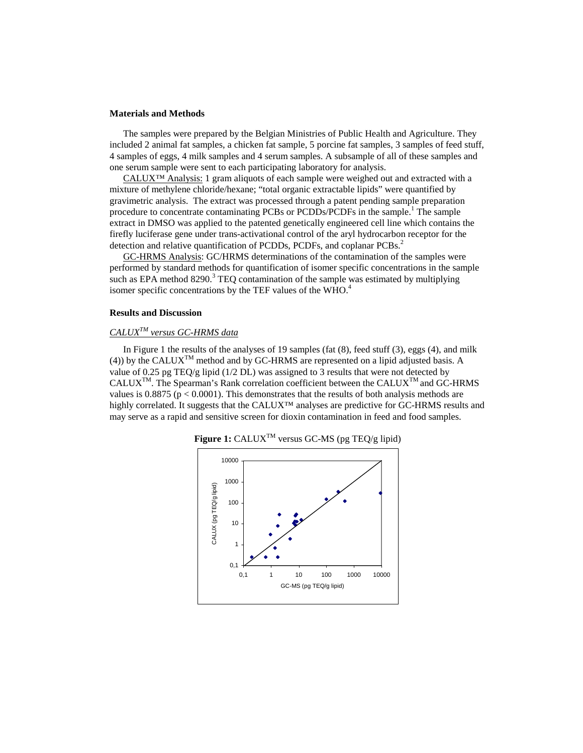## Materials and Methods

The samples were prepared by the Belgian Ministries of Public Health and Agriculture. They included 2 animal fat samples, a chicken fat sample, 5 porcine fat samples, 3 samples of feed stuff, 4 samples of eggs, 4 milk samples and 4 serum samples. A subsample of all of these samples and one serum sample were sent to each participating laboratory for analysis.

CALUX™ Analysis: 1 gram aliquots of each sample were weighed out and extracted with a mixture of methylene chloride/hexane; "total organic extractable lipids" were quantified by gravimetric analysis. The extract was processed through a patent pending sample preparation procedure to concentrate contaminating PCBs or PCDDs/PCDFs in the sample.[1] The sample extract in DMSO was applied to the patented genetically engineered cell line which contains the firefly luciferase gene under trans-activational control of the aryl hydrocarbon receptor for the detection and relative quantification of PCDDs, PCDFs, and coplanar PCBs.[2]

GC-HRMS Analysis: GC/HRMS determinations of the contamination of the samples were performed by standard methods for quantification of isomer specific concentrations in the sample such as EPA method 8290.[3] TEQ contamination of the sample was estimated by multiplying isomer specific concentrations by the TEF values of the WHO.[4]

## Results and Discussion

### *CALUX™ versus GC-HRMS data*

In Figure 1 the results of the analyses of 19 samples (fat (8), feed stuff (3), eggs (4), and milk (4)) by the CALUX™ method and by GC-HRMS are represented on a lipid adjusted basis. A value of 0.25 pg TEQ/g lipid (1/2 DL) was assigned to 3 results that were not detected by CALUX™. The Spearman's Rank correlation coefficient between the CALUX™ and GC-HRMS values is 0.8875 ($p < 0.0001$). This demonstrates that the results of both analysis methods are highly correlated. It suggests that the CALUX™ analyses are predictive for GC-HRMS results and may serve as a rapid and sensitive screen for dioxin contamination in feed and food samples.

**Figure 1:** CALUX™ versus GC-MS (pg TEQ/g lipid)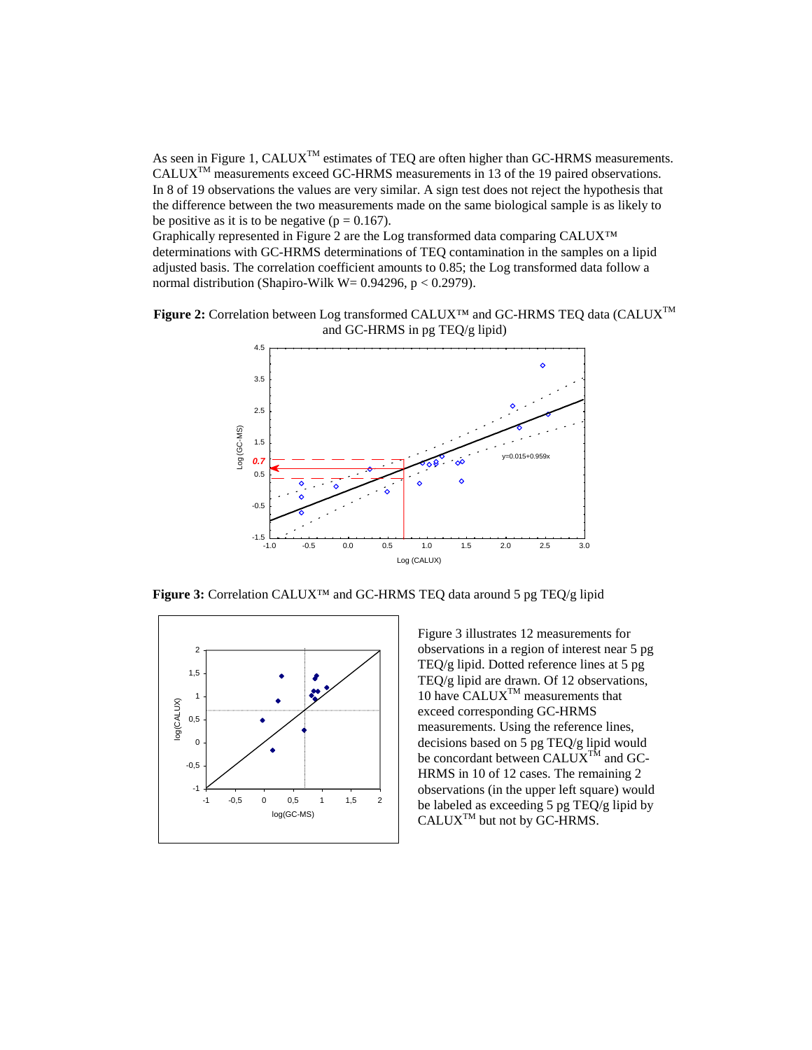As seen in Figure 1, CALUX™ estimates of TEQ are often higher than GC-HRMS measurements. CALUX™ measurements exceed GC-HRMS measurements in 13 of the 19 paired observations. In 8 of 19 observations the values are very similar. A sign test does not reject the hypothesis that the difference between the two measurements made on the same biological sample is as likely to be positive as it is to be negative ($p = 0.167$).

Graphically represented in Figure 2 are the Log transformed data comparing CALUX™ determinations with GC-HRMS determinations of TEQ contamination in the samples on a lipid adjusted basis. The correlation coefficient amounts to 0.85; the Log transformed data follow a normal distribution (Shapiro-Wilk $W = 0.94296$, $p < 0.2979$).

**Figure 2:** Correlation between Log transformed CALUX™ and GC-HRMS TEQ data (CALUX™ and GC-HRMS in pg TEQ/g lipid)

**Figure 3:** Correlation CALUX™ and GC-HRMS TEQ data around 5 pg TEQ/g lipid

Figure 3 illustrates 12 measurements for observations in a region of interest near 5 pg TEQ/g lipid. Dotted reference lines at 5 pg TEQ/g lipid are drawn. Of 12 observations, 10 have CALUX™ measurements that exceed corresponding GC-HRMS measurements. Using the reference lines, decisions based on 5 pg TEQ/g lipid would be concordant between CALUX™ and GC-HRMS in 10 of 12 cases. The remaining 2 observations (in the upper left square) would be labeled as exceeding 5 pg TEQ/g lipid by CALUX™ but not by GC-HRMS.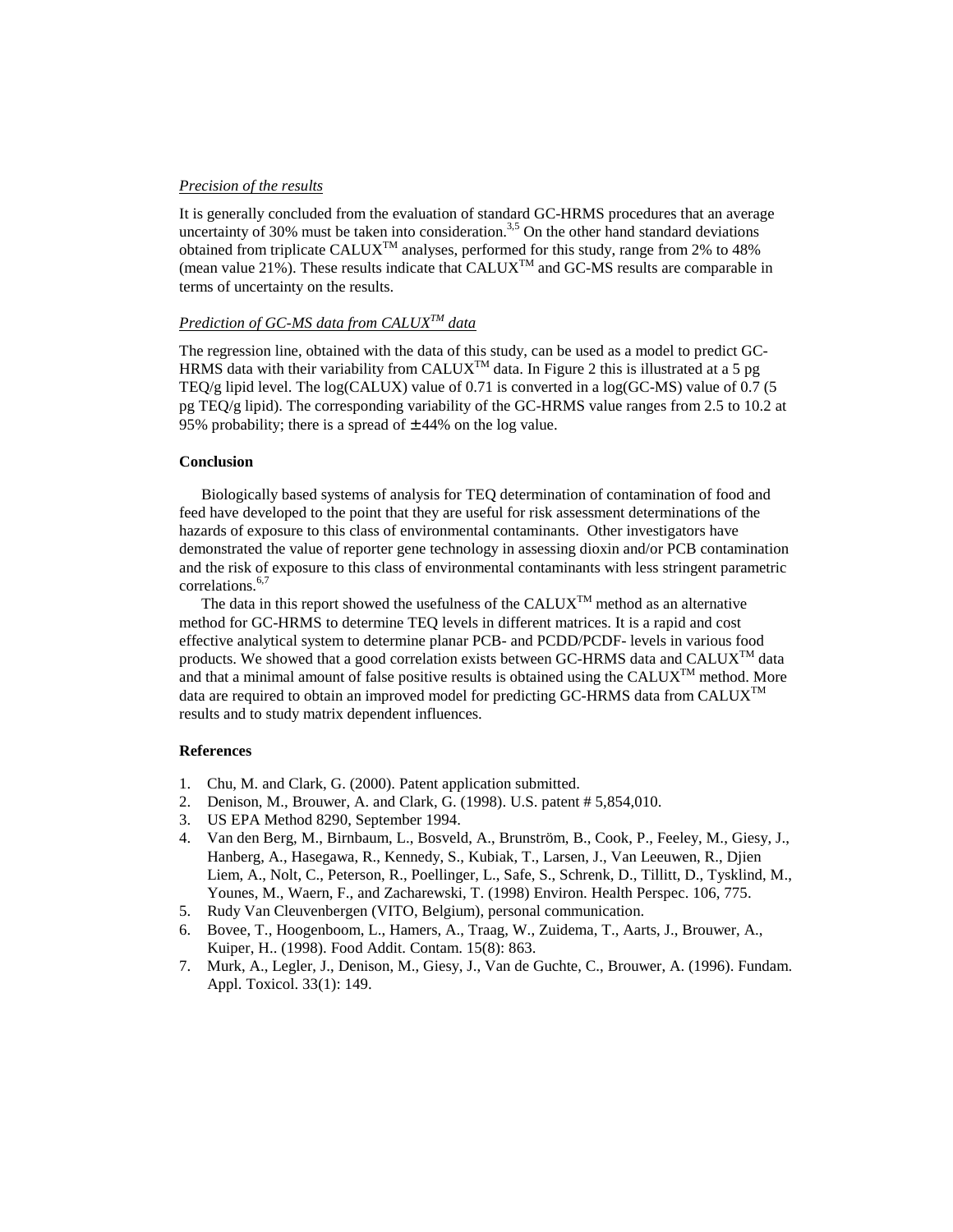*Precision of the results*

It is generally concluded from the evaluation of standard GC-HRMS procedures that an average uncertainty of 30% must be taken into consideration.[3,5] On the other hand standard deviations obtained from triplicate CALUX$^{TM}$ analyses, performed for this study, range from 2% to 48% (mean value 21%). These results indicate that CALUX$^{TM}$ and GC-MS results are comparable in terms of uncertainty on the results.

*Prediction of GC-MS data from CALUX$^{TM}$ data*

The regression line, obtained with the data of this study, can be used as a model to predict GC-HRMS data with their variability from CALUX$^{TM}$ data. In Figure 2 this is illustrated at a 5 pg TEQ/g lipid level. The log(CALUX) value of 0.71 is converted in a log(GC-MS) value of 0.7 (5 pg TEQ/g lipid). The corresponding variability of the GC-HRMS value ranges from 2.5 to 10.2 at 95% probability; there is a spread of $\pm$ 44% on the log value.

**Conclusion**

Biologically based systems of analysis for TEQ determination of contamination of food and feed have developed to the point that they are useful for risk assessment determinations of the hazards of exposure to this class of environmental contaminants. Other investigators have demonstrated the value of reporter gene technology in assessing dioxin and/or PCB contamination and the risk of exposure to this class of environmental contaminants with less stringent parametric correlations.[6,7]

The data in this report showed the usefulness of the CALUX$^{TM}$ method as an alternative method for GC-HRMS to determine TEQ levels in different matrices. It is a rapid and cost effective analytical system to determine planar PCB- and PCDD/PCDF- levels in various food products. We showed that a good correlation exists between GC-HRMS data and CALUX$^{TM}$ data and that a minimal amount of false positive results is obtained using the CALUX$^{TM}$ method. More data are required to obtain an improved model for predicting GC-HRMS data from CALUX$^{TM}$ results and to study matrix dependent influences.

**References**

1. Chu, M. and Clark, G. (2000). Patent application submitted.
2. Denison, M., Brouwer, A. and Clark, G. (1998). U.S. patent # 5,854,010.
3. US EPA Method 8290, September 1994.
4. Van den Berg, M., Birnbaum, L., Bosveld, A., Brunström, B., Cook, P., Feeley, M., Giesy, J., Hanberg, A., Hasegawa, R., Kennedy, S., Kubiak, T., Larsen, J., Van Leeuwen, R., Djien Liem, A., Nolt, C., Peterson, R., Poellinger, L., Safe, S., Schrenk, D., Tillitt, D., Tysklind, M., Younes, M., Waern, F., and Zacharewski, T. (1998) Environ. Health Perspec. 106, 775.
5. Rudy Van Cleuvenbergen (VITO, Belgium), personal communication.
6. Bovee, T., Hoogenboom, L., Hamers, A., Traag, W., Zuidema, T., Aarts, J., Brouwer, A., Kuiper, H.. (1998). Food Addit. Contam. 15(8): 863.
7. Murk, A., Legler, J., Denison, M., Giesy, J., Van de Guchte, C., Brouwer, A. (1996). Fundam. Appl. Toxicol. 33(1): 149.